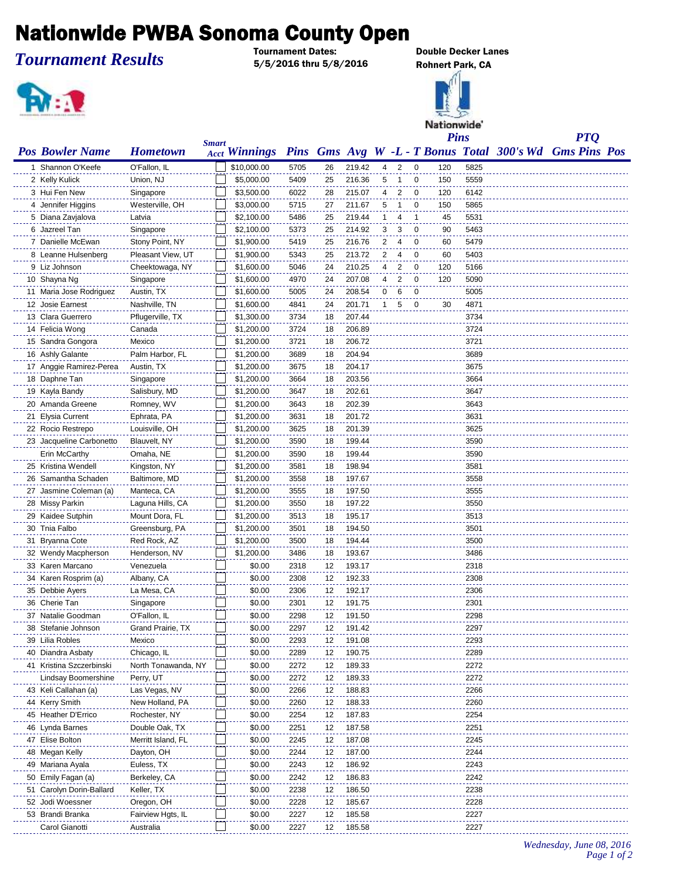# Nationwide PWBA Sonoma County Open

*Tournament Results*

Tournament Dates:
5/5/2016 thru 5/8/2016

Double Decker Lanes
Rohnert Park, CA

| Pos | Bowler Name | Hometown | Smart Acct | Winnings | Pins | Gms | Avg | W | L | T | Pins Bonus | Total | 300's Wd | PTQ Gms | PTQ Pins | PTQ Pos |
|---|---|---|---|---|---|---|---|---|---|---|---|---|---|---|---|---|
| 1 | Shannon O'Keefe | O'Fallon, IL | | $10,000.00 | 5705 | 26 | 219.42 | 4 | 2 | 0 | 120 | 5825 | | | | |
| 2 | Kelly Kulick | Union, NJ | | $5,000.00 | 5409 | 25 | 216.36 | 5 | 1 | 0 | 150 | 5559 | | | | |
| 3 | Hui Fen New | Singapore | | $3,500.00 | 6022 | 28 | 215.07 | 4 | 2 | 0 | 120 | 6142 | | | | |
| 4 | Jennifer Higgins | Westerville, OH | | $3,000.00 | 5715 | 27 | 211.67 | 5 | 1 | 0 | 150 | 5865 | | | | |
| 5 | Diana Zavjalova | Latvia | | $2,100.00 | 5486 | 25 | 219.44 | 1 | 4 | 1 | 45 | 5531 | | | | |
| 6 | Jazreel Tan | Singapore | | $2,100.00 | 5373 | 25 | 214.92 | 3 | 3 | 0 | 90 | 5463 | | | | |
| 7 | Danielle McEwan | Stony Point, NY | | $1,900.00 | 5419 | 25 | 216.76 | 2 | 4 | 0 | 60 | 5479 | | | | |
| 8 | Leanne Hulsenberg | Pleasant View, UT | | $1,900.00 | 5343 | 25 | 213.72 | 2 | 4 | 0 | 60 | 5403 | | | | |
| 9 | Liz Johnson | Cheektowaga, NY | | $1,600.00 | 5046 | 24 | 210.25 | 4 | 2 | 0 | 120 | 5166 | | | | |
| 10 | Shayna Ng | Singapore | | $1,600.00 | 4970 | 24 | 207.08 | 4 | 2 | 0 | 120 | 5090 | | | | |
| 11 | Maria Jose Rodriguez | Austin, TX | | $1,600.00 | 5005 | 24 | 208.54 | 0 | 6 | 0 | | 5005 | | | | |
| 12 | Josie Earnest | Nashville, TN | | $1,600.00 | 4841 | 24 | 201.71 | 1 | 5 | 0 | 30 | 4871 | | | | |
| 13 | Clara Guerrero | Pflugerville, TX | | $1,300.00 | 3734 | 18 | 207.44 | | | | | 3734 | | | | |
| 14 | Felicia Wong | Canada | | $1,200.00 | 3724 | 18 | 206.89 | | | | | 3724 | | | | |
| 15 | Sandra Gongora | Mexico | | $1,200.00 | 3721 | 18 | 206.72 | | | | | 3721 | | | | |
| 16 | Ashly Galante | Palm Harbor, FL | | $1,200.00 | 3689 | 18 | 204.94 | | | | | 3689 | | | | |
| 17 | Anggie Ramirez-Perea | Austin, TX | | $1,200.00 | 3675 | 18 | 204.17 | | | | | 3675 | | | | |
| 18 | Daphne Tan | Singapore | | $1,200.00 | 3664 | 18 | 203.56 | | | | | 3664 | | | | |
| 19 | Kayla Bandy | Salisbury, MD | | $1,200.00 | 3647 | 18 | 202.61 | | | | | 3647 | | | | |
| 20 | Amanda Greene | Romney, WV | | $1,200.00 | 3643 | 18 | 202.39 | | | | | 3643 | | | | |
| 21 | Elysia Current | Ephrata, PA | | $1,200.00 | 3631 | 18 | 201.72 | | | | | 3631 | | | | |
| 22 | Rocio Restrepo | Louisville, OH | | $1,200.00 | 3625 | 18 | 201.39 | | | | | 3625 | | | | |
| 23 | Jacqueline Carbonetto | Blauvelt, NY | | $1,200.00 | 3590 | 18 | 199.44 | | | | | 3590 | | | | |
| | Erin McCarthy | Omaha, NE | | $1,200.00 | 3590 | 18 | 199.44 | | | | | 3590 | | | | |
| 25 | Kristina Wendell | Kingston, NY | | $1,200.00 | 3581 | 18 | 198.94 | | | | | 3581 | | | | |
| 26 | Samantha Schaden | Baltimore, MD | | $1,200.00 | 3558 | 18 | 197.67 | | | | | 3558 | | | | |
| 27 | Jasmine Coleman (a) | Manteca, CA | | $1,200.00 | 3555 | 18 | 197.50 | | | | | 3555 | | | | |
| 28 | Missy Parkin | Laguna Hills, CA | | $1,200.00 | 3550 | 18 | 197.22 | | | | | 3550 | | | | |
| 29 | Kaidee Sutphin | Mount Dora, FL | | $1,200.00 | 3513 | 18 | 195.17 | | | | | 3513 | | | | |
| 30 | Tnia Falbo | Greensburg, PA | | $1,200.00 | 3501 | 18 | 194.50 | | | | | 3501 | | | | |
| 31 | Bryanna Cote | Red Rock, AZ | | $1,200.00 | 3500 | 18 | 194.44 | | | | | 3500 | | | | |
| 32 | Wendy Macpherson | Henderson, NV | | $1,200.00 | 3486 | 18 | 193.67 | | | | | 3486 | | | | |
| 33 | Karen Marcano | Venezuela | | $0.00 | 2318 | 12 | 193.17 | | | | | 2318 | | | | |
| 34 | Karen Rosprim (a) | Albany, CA | | $0.00 | 2308 | 12 | 192.33 | | | | | 2308 | | | | |
| 35 | Debbie Ayers | La Mesa, CA | | $0.00 | 2306 | 12 | 192.17 | | | | | 2306 | | | | |
| 36 | Cherie Tan | Singapore | | $0.00 | 2301 | 12 | 191.75 | | | | | 2301 | | | | |
| 37 | Natalie Goodman | O'Fallon, IL | | $0.00 | 2298 | 12 | 191.50 | | | | | 2298 | | | | |
| 38 | Stefanie Johnson | Grand Prairie, TX | | $0.00 | 2297 | 12 | 191.42 | | | | | 2297 | | | | |
| 39 | Lilia Robles | Mexico | | $0.00 | 2293 | 12 | 191.08 | | | | | 2293 | | | | |
| 40 | Diandra Asbaty | Chicago, IL | | $0.00 | 2289 | 12 | 190.75 | | | | | 2289 | | | | |
| 41 | Kristina Szczerbinski | North Tonawanda, NY | | $0.00 | 2272 | 12 | 189.33 | | | | | 2272 | | | | |
| | Lindsay Boomershine | Perry, UT | | $0.00 | 2272 | 12 | 189.33 | | | | | 2272 | | | | |
| 43 | Keli Callahan (a) | Las Vegas, NV | | $0.00 | 2266 | 12 | 188.83 | | | | | 2266 | | | | |
| 44 | Kerry Smith | New Holland, PA | | $0.00 | 2260 | 12 | 188.33 | | | | | 2260 | | | | |
| 45 | Heather D'Errico | Rochester, NY | | $0.00 | 2254 | 12 | 187.83 | | | | | 2254 | | | | |
| 46 | Lynda Barnes | Double Oak, TX | | $0.00 | 2251 | 12 | 187.58 | | | | | 2251 | | | | |
| 47 | Elise Bolton | Merritt Island, FL | | $0.00 | 2245 | 12 | 187.08 | | | | | 2245 | | | | |
| 48 | Megan Kelly | Dayton, OH | | $0.00 | 2244 | 12 | 187.00 | | | | | 2244 | | | | |
| 49 | Mariana Ayala | Euless, TX | | $0.00 | 2243 | 12 | 186.92 | | | | | 2243 | | | | |
| 50 | Emily Fagan (a) | Berkeley, CA | | $0.00 | 2242 | 12 | 186.83 | | | | | 2242 | | | | |
| 51 | Carolyn Dorin-Ballard | Keller, TX | | $0.00 | 2238 | 12 | 186.50 | | | | | 2238 | | | | |
| 52 | Jodi Woessner | Oregon, OH | | $0.00 | 2228 | 12 | 185.67 | | | | | 2228 | | | | |
| 53 | Brandi Branka | Fairview Hgts, IL | | $0.00 | 2227 | 12 | 185.58 | | | | | 2227 | | | | |
| | Carol Gianotti | Australia | | $0.00 | 2227 | 12 | 185.58 | | | | | 2227 | | | | |

*Wednesday, June 08, 2016*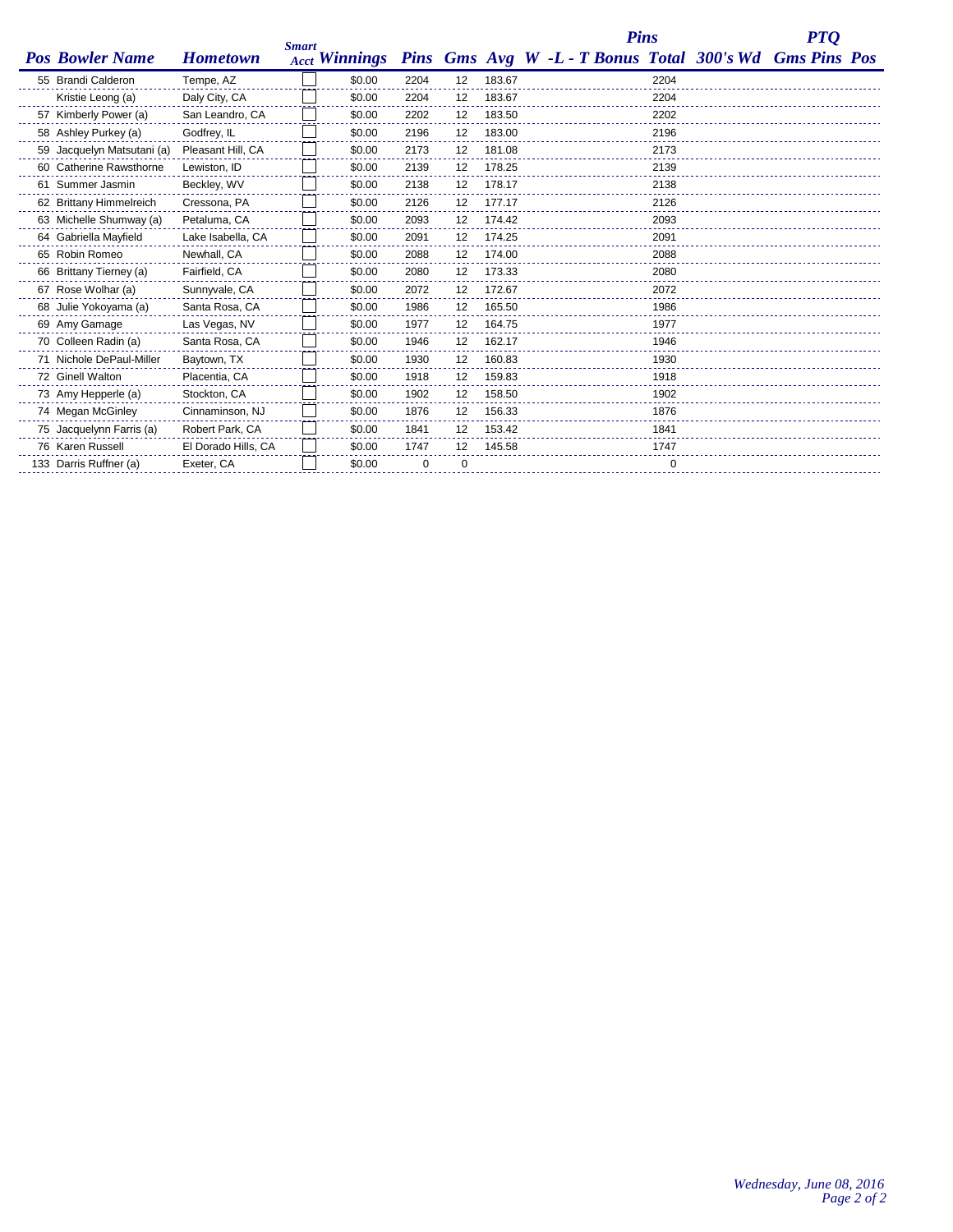| Pos | Bowler Name | Hometown | Smart Acct | Winnings | Pins | Gms | Avg | W -L - T | Bonus | Pins Total | 300's | Wd | PTQ Gms | PTQ Pins | Pos |
|---|---|---|---|---|---|---|---|---|---|---|---|---|---|---|---|
| 55 | Brandi Calderon | Tempe, AZ | | $0.00 | 2204 | 12 | 183.67 | | | 2204 | | | | | |
| | Kristie Leong (a) | Daly City, CA | | $0.00 | 2204 | 12 | 183.67 | | | 2204 | | | | | |
| 57 | Kimberly Power (a) | San Leandro, CA | | $0.00 | 2202 | 12 | 183.50 | | | 2202 | | | | | |
| 58 | Ashley Purkey (a) | Godfrey, IL | | $0.00 | 2196 | 12 | 183.00 | | | 2196 | | | | | |
| 59 | Jacquelyn Matsutani (a) | Pleasant Hill, CA | | $0.00 | 2173 | 12 | 181.08 | | | 2173 | | | | | |
| 60 | Catherine Rawsthorne | Lewiston, ID | | $0.00 | 2139 | 12 | 178.25 | | | 2139 | | | | | |
| 61 | Summer Jasmin | Beckley, WV | | $0.00 | 2138 | 12 | 178.17 | | | 2138 | | | | | |
| 62 | Brittany Himmelreich | Cressona, PA | | $0.00 | 2126 | 12 | 177.17 | | | 2126 | | | | | |
| 63 | Michelle Shumway (a) | Petaluma, CA | | $0.00 | 2093 | 12 | 174.42 | | | 2093 | | | | | |
| 64 | Gabriella Mayfield | Lake Isabella, CA | | $0.00 | 2091 | 12 | 174.25 | | | 2091 | | | | | |
| 65 | Robin Romeo | Newhall, CA | | $0.00 | 2088 | 12 | 174.00 | | | 2088 | | | | | |
| 66 | Brittany Tierney (a) | Fairfield, CA | | $0.00 | 2080 | 12 | 173.33 | | | 2080 | | | | | |
| 67 | Rose Wolhar (a) | Sunnyvale, CA | | $0.00 | 2072 | 12 | 172.67 | | | 2072 | | | | | |
| 68 | Julie Yokoyama (a) | Santa Rosa, CA | | $0.00 | 1986 | 12 | 165.50 | | | 1986 | | | | | |
| 69 | Amy Gamage | Las Vegas, NV | | $0.00 | 1977 | 12 | 164.75 | | | 1977 | | | | | |
| 70 | Colleen Radin (a) | Santa Rosa, CA | | $0.00 | 1946 | 12 | 162.17 | | | 1946 | | | | | |
| 71 | Nichole DePaul-Miller | Baytown, TX | | $0.00 | 1930 | 12 | 160.83 | | | 1930 | | | | | |
| 72 | Ginell Walton | Placentia, CA | | $0.00 | 1918 | 12 | 159.83 | | | 1918 | | | | | |
| 73 | Amy Hepperle (a) | Stockton, CA | | $0.00 | 1902 | 12 | 158.50 | | | 1902 | | | | | |
| 74 | Megan McGinley | Cinnaminson, NJ | | $0.00 | 1876 | 12 | 156.33 | | | 1876 | | | | | |
| 75 | Jacquelynn Farris (a) | Robert Park, CA | | $0.00 | 1841 | 12 | 153.42 | | | 1841 | | | | | |
| 76 | Karen Russell | El Dorado Hills, CA | | $0.00 | 1747 | 12 | 145.58 | | | 1747 | | | | | |
| 133 | Darris Ruffner (a) | Exeter, CA | | $0.00 | 0 | 0 | | | | 0 | | | | | |

*Wednesday, June 08, 2016*